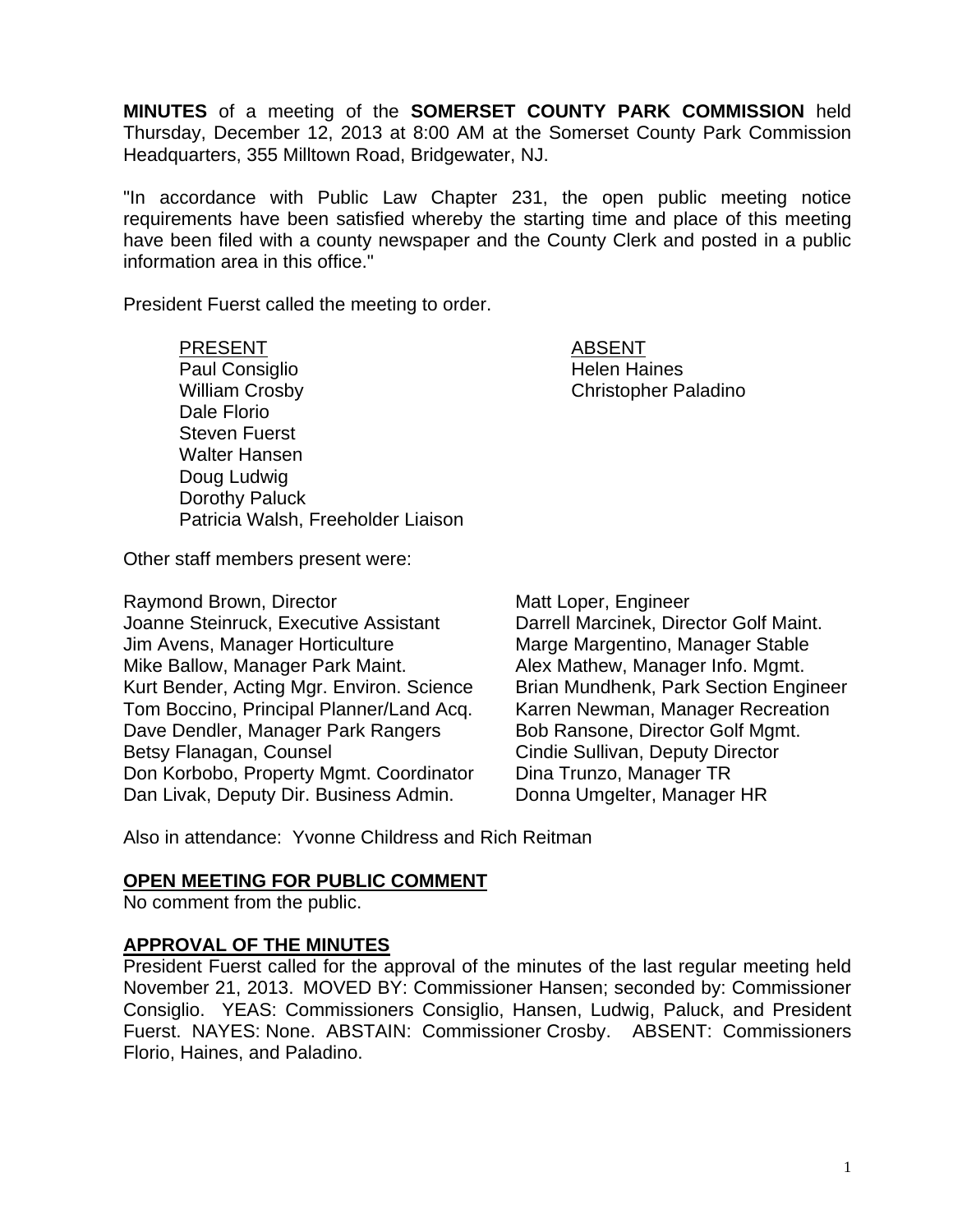**MINUTES** of a meeting of the **SOMERSET COUNTY PARK COMMISSION** held Thursday, December 12, 2013 at 8:00 AM at the Somerset County Park Commission Headquarters, 355 Milltown Road, Bridgewater, NJ.

"In accordance with Public Law Chapter 231, the open public meeting notice requirements have been satisfied whereby the starting time and place of this meeting have been filed with a county newspaper and the County Clerk and posted in a public information area in this office."

President Fuerst called the meeting to order.

| PRESENT | ABSENT |
|---|---|
| Paul Consiglio | Helen Haines |
| William Crosby | Christopher Paladino |
| Dale Florio | |
| Steven Fuerst | |
| Walter Hansen | |
| Doug Ludwig | |
| Dorothy Paluck | |
| Patricia Walsh, Freeholder Liaison | |

Other staff members present were:

Raymond Brown, Director
Joanne Steinruck, Executive Assistant
Jim Avens, Manager Horticulture
Mike Ballow, Manager Park Maint.
Kurt Bender, Acting Mgr. Environ. Science
Tom Boccino, Principal Planner/Land Acq.
Dave Dendler, Manager Park Rangers
Betsy Flanagan, Counsel
Don Korbobo, Property Mgmt. Coordinator
Dan Livak, Deputy Dir. Business Admin.
Matt Loper, Engineer
Darrell Marcinek, Director Golf Maint.
Marge Margentino, Manager Stable
Alex Mathew, Manager Info. Mgmt.
Brian Mundhenk, Park Section Engineer
Karren Newman, Manager Recreation
Bob Ransone, Director Golf Mgmt.
Cindie Sullivan, Deputy Director
Dina Trunzo, Manager TR
Donna Umgelter, Manager HR

Also in attendance: Yvonne Childress and Rich Reitman

## OPEN MEETING FOR PUBLIC COMMENT

No comment from the public.

## APPROVAL OF THE MINUTES

President Fuerst called for the approval of the minutes of the last regular meeting held November 21, 2013. MOVED BY: Commissioner Hansen; seconded by: Commissioner Consiglio. YEAS: Commissioners Consiglio, Hansen, Ludwig, Paluck, and President Fuerst. NAYES: None. ABSTAIN: Commissioner Crosby. ABSENT: Commissioners Florio, Haines, and Paladino.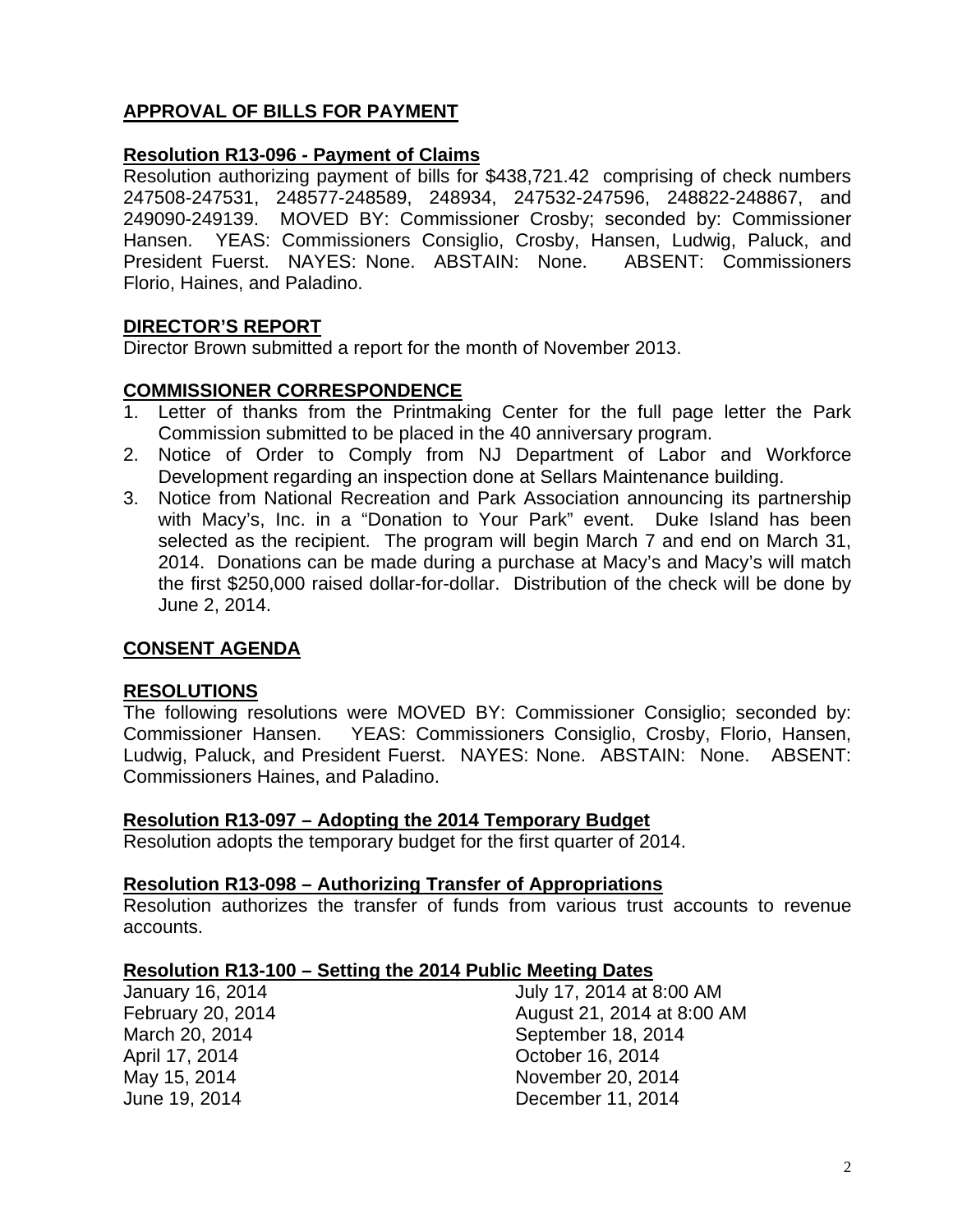## **APPROVAL OF BILLS FOR PAYMENT**

### **Resolution R13-096 - Payment of Claims**

Resolution authorizing payment of bills for $438,721.42 comprising of check numbers 247508-247531, 248577-248589, 248934, 247532-247596, 248822-248867, and 249090-249139. MOVED BY: Commissioner Crosby; seconded by: Commissioner Hansen. YEAS: Commissioners Consiglio, Crosby, Hansen, Ludwig, Paluck, and President Fuerst. NAYES: None. ABSTAIN: None. ABSENT: Commissioners Florio, Haines, and Paladino.

## **DIRECTOR'S REPORT**

Director Brown submitted a report for the month of November 2013.

## **COMMISSIONER CORRESPONDENCE**

1. Letter of thanks from the Printmaking Center for the full page letter the Park Commission submitted to be placed in the 40 anniversary program.
2. Notice of Order to Comply from NJ Department of Labor and Workforce Development regarding an inspection done at Sellars Maintenance building.
3. Notice from National Recreation and Park Association announcing its partnership with Macy's, Inc. in a "Donation to Your Park" event. Duke Island has been selected as the recipient. The program will begin March 7 and end on March 31, 2014. Donations can be made during a purchase at Macy's and Macy's will match the first $250,000 raised dollar-for-dollar. Distribution of the check will be done by June 2, 2014.

## **CONSENT AGENDA**

## **RESOLUTIONS**

The following resolutions were MOVED BY: Commissioner Consiglio; seconded by: Commissioner Hansen. YEAS: Commissioners Consiglio, Crosby, Florio, Hansen, Ludwig, Paluck, and President Fuerst. NAYES: None. ABSTAIN: None. ABSENT: Commissioners Haines, and Paladino.

### **Resolution R13-097 – Adopting the 2014 Temporary Budget**

Resolution adopts the temporary budget for the first quarter of 2014.

### **Resolution R13-098 – Authorizing Transfer of Appropriations**

Resolution authorizes the transfer of funds from various trust accounts to revenue accounts.

### **Resolution R13-100 – Setting the 2014 Public Meeting Dates**

January 16, 2014
February 20, 2014
March 20, 2014
April 17, 2014
May 15, 2014
June 19, 2014
July 17, 2014 at 8:00 AM
August 21, 2014 at 8:00 AM
September 18, 2014
October 16, 2014
November 20, 2014
December 11, 2014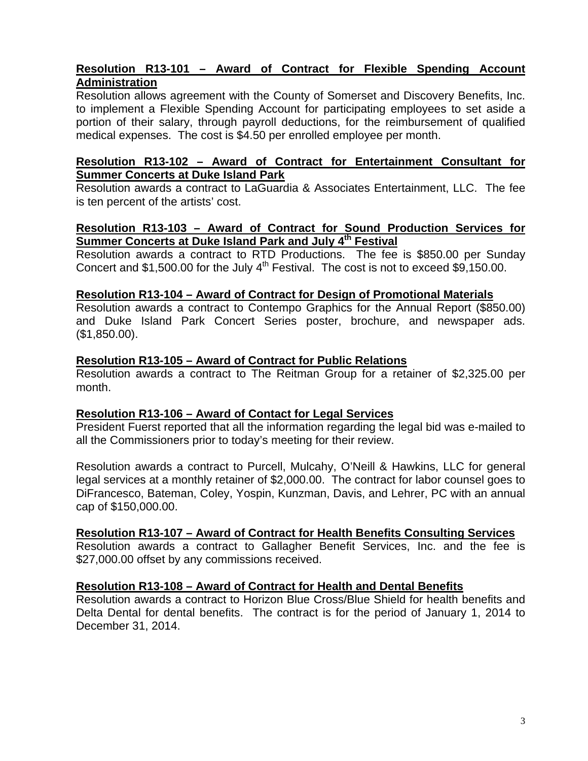**Resolution R13-101 – Award of Contract for Flexible Spending Account Administration**

Resolution allows agreement with the County of Somerset and Discovery Benefits, Inc. to implement a Flexible Spending Account for participating employees to set aside a portion of their salary, through payroll deductions, for the reimbursement of qualified medical expenses. The cost is $4.50 per enrolled employee per month.

**Resolution R13-102 – Award of Contract for Entertainment Consultant for Summer Concerts at Duke Island Park**

Resolution awards a contract to LaGuardia & Associates Entertainment, LLC. The fee is ten percent of the artists' cost.

**Resolution R13-103 – Award of Contract for Sound Production Services for Summer Concerts at Duke Island Park and July 4th Festival**

Resolution awards a contract to RTD Productions. The fee is $850.00 per Sunday Concert and $1,500.00 for the July 4th Festival. The cost is not to exceed $9,150.00.

**Resolution R13-104 – Award of Contract for Design of Promotional Materials**

Resolution awards a contract to Contempo Graphics for the Annual Report ($850.00) and Duke Island Park Concert Series poster, brochure, and newspaper ads. ($1,850.00).

**Resolution R13-105 – Award of Contract for Public Relations**

Resolution awards a contract to The Reitman Group for a retainer of $2,325.00 per month.

**Resolution R13-106 – Award of Contact for Legal Services**

President Fuerst reported that all the information regarding the legal bid was e-mailed to all the Commissioners prior to today's meeting for their review.

Resolution awards a contract to Purcell, Mulcahy, O'Neill & Hawkins, LLC for general legal services at a monthly retainer of $2,000.00. The contract for labor counsel goes to DiFrancesco, Bateman, Coley, Yospin, Kunzman, Davis, and Lehrer, PC with an annual cap of $150,000.00.

**Resolution R13-107 – Award of Contract for Health Benefits Consulting Services**

Resolution awards a contract to Gallagher Benefit Services, Inc. and the fee is $27,000.00 offset by any commissions received.

**Resolution R13-108 – Award of Contract for Health and Dental Benefits**

Resolution awards a contract to Horizon Blue Cross/Blue Shield for health benefits and Delta Dental for dental benefits. The contract is for the period of January 1, 2014 to December 31, 2014.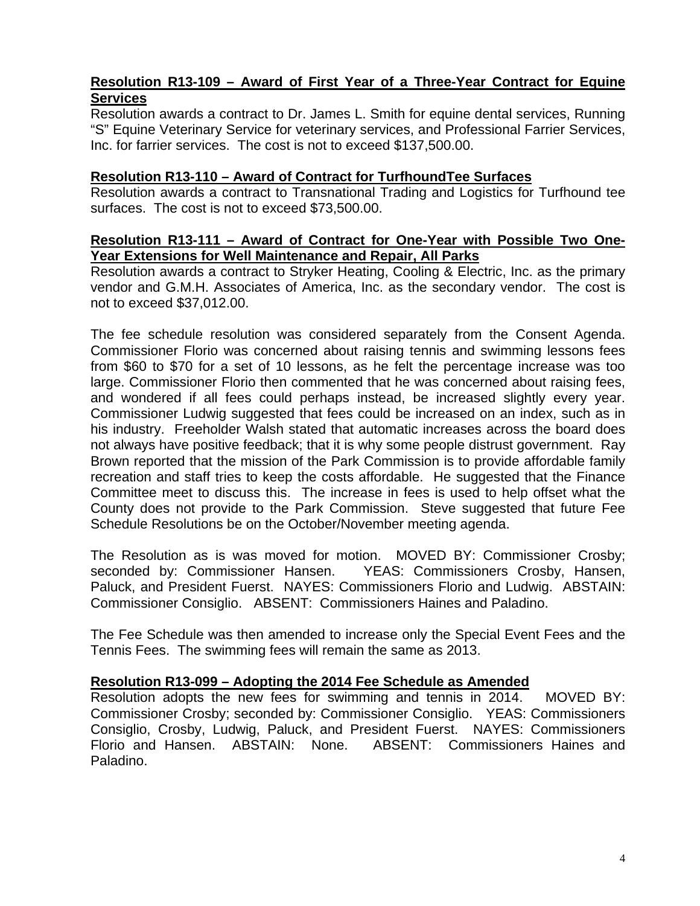**Resolution R13-109 – Award of First Year of a Three-Year Contract for Equine Services**

Resolution awards a contract to Dr. James L. Smith for equine dental services, Running "S" Equine Veterinary Service for veterinary services, and Professional Farrier Services, Inc. for farrier services. The cost is not to exceed $137,500.00.

**Resolution R13-110 – Award of Contract for TurfhoundTee Surfaces**

Resolution awards a contract to Transnational Trading and Logistics for Turfhound tee surfaces. The cost is not to exceed $73,500.00.

**Resolution R13-111 – Award of Contract for One-Year with Possible Two One-Year Extensions for Well Maintenance and Repair, All Parks**

Resolution awards a contract to Stryker Heating, Cooling & Electric, Inc. as the primary vendor and G.M.H. Associates of America, Inc. as the secondary vendor. The cost is not to exceed $37,012.00.

The fee schedule resolution was considered separately from the Consent Agenda. Commissioner Florio was concerned about raising tennis and swimming lessons fees from $60 to $70 for a set of 10 lessons, as he felt the percentage increase was too large. Commissioner Florio then commented that he was concerned about raising fees, and wondered if all fees could perhaps instead, be increased slightly every year. Commissioner Ludwig suggested that fees could be increased on an index, such as in his industry. Freeholder Walsh stated that automatic increases across the board does not always have positive feedback; that it is why some people distrust government. Ray Brown reported that the mission of the Park Commission is to provide affordable family recreation and staff tries to keep the costs affordable. He suggested that the Finance Committee meet to discuss this. The increase in fees is used to help offset what the County does not provide to the Park Commission. Steve suggested that future Fee Schedule Resolutions be on the October/November meeting agenda.

The Resolution as is was moved for motion. MOVED BY: Commissioner Crosby; seconded by: Commissioner Hansen. YEAS: Commissioners Crosby, Hansen, Paluck, and President Fuerst. NAYES: Commissioners Florio and Ludwig. ABSTAIN: Commissioner Consiglio. ABSENT: Commissioners Haines and Paladino.

The Fee Schedule was then amended to increase only the Special Event Fees and the Tennis Fees. The swimming fees will remain the same as 2013.

**Resolution R13-099 – Adopting the 2014 Fee Schedule as Amended**

Resolution adopts the new fees for swimming and tennis in 2014. MOVED BY: Commissioner Crosby; seconded by: Commissioner Consiglio. YEAS: Commissioners Consiglio, Crosby, Ludwig, Paluck, and President Fuerst. NAYES: Commissioners Florio and Hansen. ABSTAIN: None. ABSENT: Commissioners Haines and Paladino.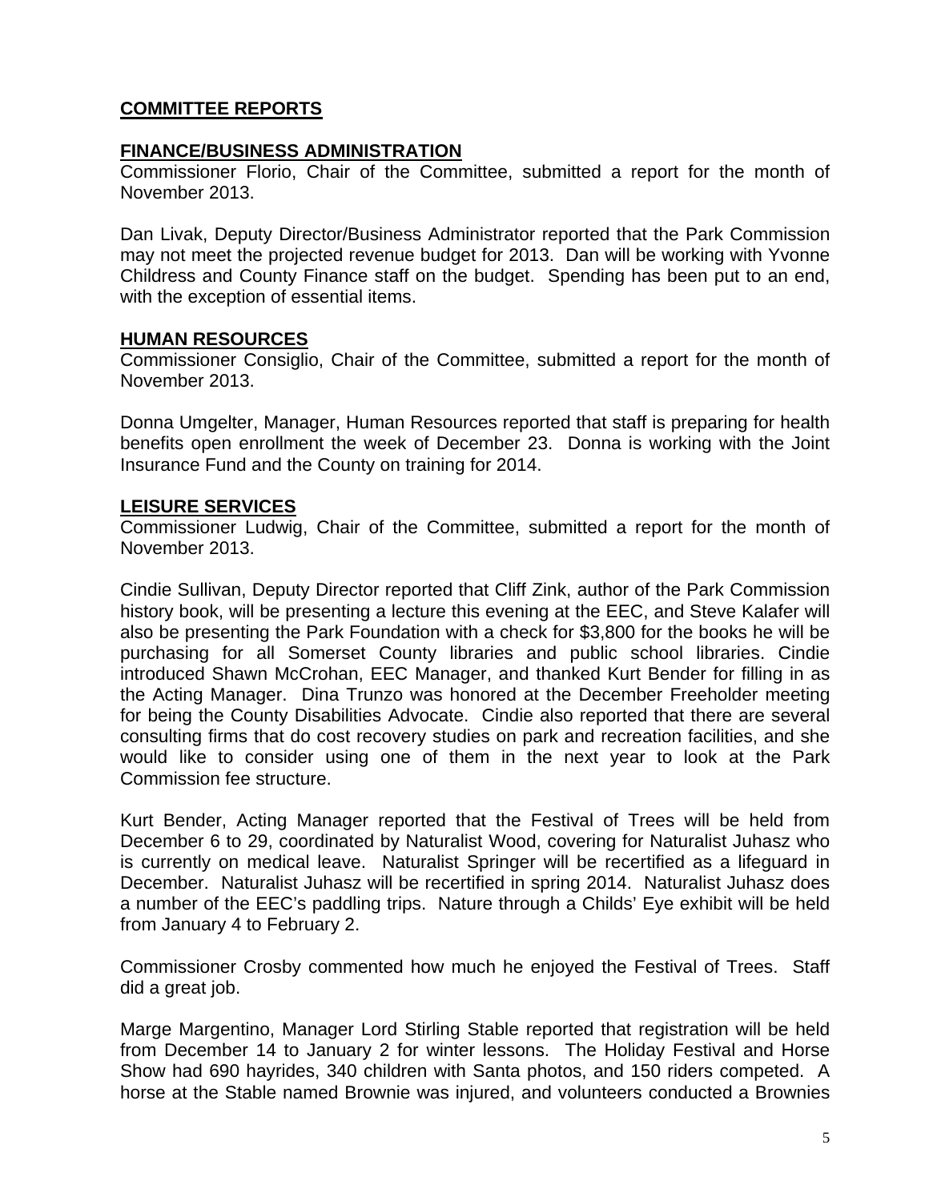## COMMITTEE REPORTS

### FINANCE/BUSINESS ADMINISTRATION

Commissioner Florio, Chair of the Committee, submitted a report for the month of November 2013.

Dan Livak, Deputy Director/Business Administrator reported that the Park Commission may not meet the projected revenue budget for 2013. Dan will be working with Yvonne Childress and County Finance staff on the budget. Spending has been put to an end, with the exception of essential items.

### HUMAN RESOURCES

Commissioner Consiglio, Chair of the Committee, submitted a report for the month of November 2013.

Donna Umgelter, Manager, Human Resources reported that staff is preparing for health benefits open enrollment the week of December 23. Donna is working with the Joint Insurance Fund and the County on training for 2014.

### LEISURE SERVICES

Commissioner Ludwig, Chair of the Committee, submitted a report for the month of November 2013.

Cindie Sullivan, Deputy Director reported that Cliff Zink, author of the Park Commission history book, will be presenting a lecture this evening at the EEC, and Steve Kalafer will also be presenting the Park Foundation with a check for $3,800 for the books he will be purchasing for all Somerset County libraries and public school libraries. Cindie introduced Shawn McCrohan, EEC Manager, and thanked Kurt Bender for filling in as the Acting Manager. Dina Trunzo was honored at the December Freeholder meeting for being the County Disabilities Advocate. Cindie also reported that there are several consulting firms that do cost recovery studies on park and recreation facilities, and she would like to consider using one of them in the next year to look at the Park Commission fee structure.

Kurt Bender, Acting Manager reported that the Festival of Trees will be held from December 6 to 29, coordinated by Naturalist Wood, covering for Naturalist Juhasz who is currently on medical leave. Naturalist Springer will be recertified as a lifeguard in December. Naturalist Juhasz will be recertified in spring 2014. Naturalist Juhasz does a number of the EEC's paddling trips. Nature through a Childs' Eye exhibit will be held from January 4 to February 2.

Commissioner Crosby commented how much he enjoyed the Festival of Trees. Staff did a great job.

Marge Margentino, Manager Lord Stirling Stable reported that registration will be held from December 14 to January 2 for winter lessons. The Holiday Festival and Horse Show had 690 hayrides, 340 children with Santa photos, and 150 riders competed. A horse at the Stable named Brownie was injured, and volunteers conducted a Brownies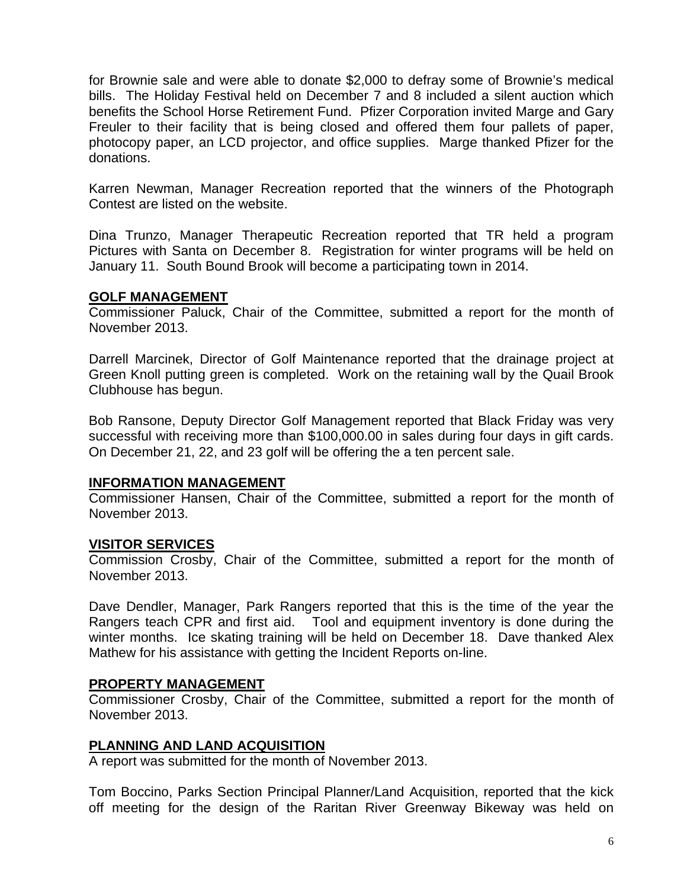for Brownie sale and were able to donate $2,000 to defray some of Brownie's medical bills. The Holiday Festival held on December 7 and 8 included a silent auction which benefits the School Horse Retirement Fund. Pfizer Corporation invited Marge and Gary Freuler to their facility that is being closed and offered them four pallets of paper, photocopy paper, an LCD projector, and office supplies. Marge thanked Pfizer for the donations.

Karren Newman, Manager Recreation reported that the winners of the Photograph Contest are listed on the website.

Dina Trunzo, Manager Therapeutic Recreation reported that TR held a program Pictures with Santa on December 8. Registration for winter programs will be held on January 11. South Bound Brook will become a participating town in 2014.

## GOLF MANAGEMENT

Commissioner Paluck, Chair of the Committee, submitted a report for the month of November 2013.

Darrell Marcinek, Director of Golf Maintenance reported that the drainage project at Green Knoll putting green is completed. Work on the retaining wall by the Quail Brook Clubhouse has begun.

Bob Ransone, Deputy Director Golf Management reported that Black Friday was very successful with receiving more than $100,000.00 in sales during four days in gift cards. On December 21, 22, and 23 golf will be offering the a ten percent sale.

## INFORMATION MANAGEMENT

Commissioner Hansen, Chair of the Committee, submitted a report for the month of November 2013.

## VISITOR SERVICES

Commission Crosby, Chair of the Committee, submitted a report for the month of November 2013.

Dave Dendler, Manager, Park Rangers reported that this is the time of the year the Rangers teach CPR and first aid. Tool and equipment inventory is done during the winter months. Ice skating training will be held on December 18. Dave thanked Alex Mathew for his assistance with getting the Incident Reports on-line.

## PROPERTY MANAGEMENT

Commissioner Crosby, Chair of the Committee, submitted a report for the month of November 2013.

## PLANNING AND LAND ACQUISITION

A report was submitted for the month of November 2013.

Tom Boccino, Parks Section Principal Planner/Land Acquisition, reported that the kick off meeting for the design of the Raritan River Greenway Bikeway was held on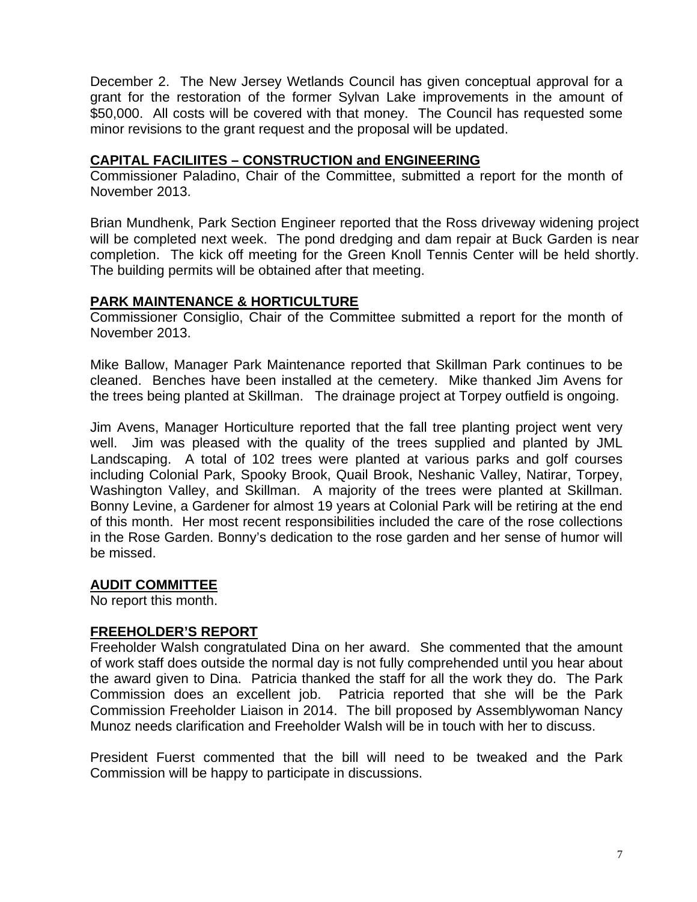December 2. The New Jersey Wetlands Council has given conceptual approval for a grant for the restoration of the former Sylvan Lake improvements in the amount of $50,000. All costs will be covered with that money. The Council has requested some minor revisions to the grant request and the proposal will be updated.

## CAPITAL FACILIITES – CONSTRUCTION and ENGINEERING

Commissioner Paladino, Chair of the Committee, submitted a report for the month of November 2013.

Brian Mundhenk, Park Section Engineer reported that the Ross driveway widening project will be completed next week. The pond dredging and dam repair at Buck Garden is near completion. The kick off meeting for the Green Knoll Tennis Center will be held shortly. The building permits will be obtained after that meeting.

## PARK MAINTENANCE & HORTICULTURE

Commissioner Consiglio, Chair of the Committee submitted a report for the month of November 2013.

Mike Ballow, Manager Park Maintenance reported that Skillman Park continues to be cleaned. Benches have been installed at the cemetery. Mike thanked Jim Avens for the trees being planted at Skillman. The drainage project at Torpey outfield is ongoing.

Jim Avens, Manager Horticulture reported that the fall tree planting project went very well. Jim was pleased with the quality of the trees supplied and planted by JML Landscaping. A total of 102 trees were planted at various parks and golf courses including Colonial Park, Spooky Brook, Quail Brook, Neshanic Valley, Natirar, Torpey, Washington Valley, and Skillman. A majority of the trees were planted at Skillman. Bonny Levine, a Gardener for almost 19 years at Colonial Park will be retiring at the end of this month. Her most recent responsibilities included the care of the rose collections in the Rose Garden. Bonny's dedication to the rose garden and her sense of humor will be missed.

## AUDIT COMMITTEE

No report this month.

## FREEHOLDER'S REPORT

Freeholder Walsh congratulated Dina on her award. She commented that the amount of work staff does outside the normal day is not fully comprehended until you hear about the award given to Dina. Patricia thanked the staff for all the work they do. The Park Commission does an excellent job. Patricia reported that she will be the Park Commission Freeholder Liaison in 2014. The bill proposed by Assemblywoman Nancy Munoz needs clarification and Freeholder Walsh will be in touch with her to discuss.

President Fuerst commented that the bill will need to be tweaked and the Park Commission will be happy to participate in discussions.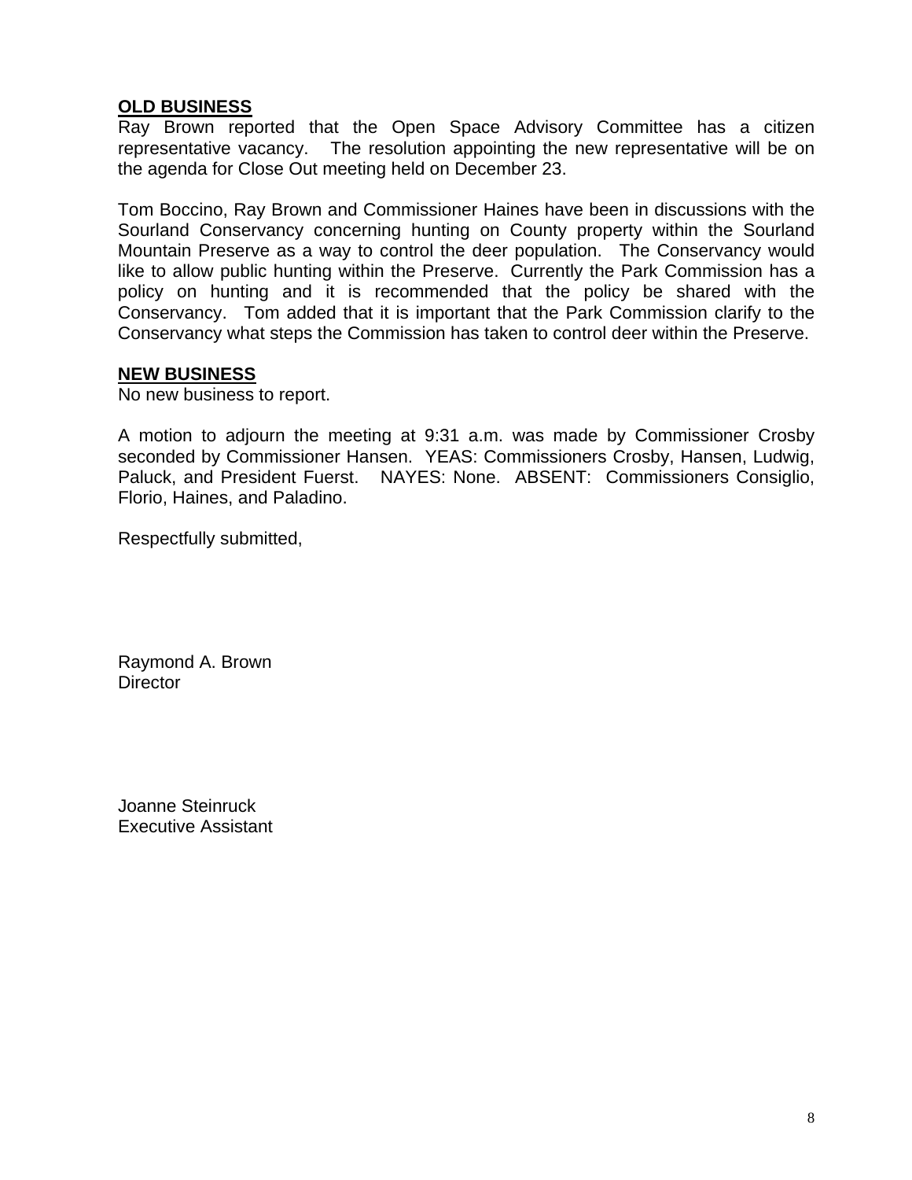**OLD BUSINESS**

Ray Brown reported that the Open Space Advisory Committee has a citizen representative vacancy. The resolution appointing the new representative will be on the agenda for Close Out meeting held on December 23.

Tom Boccino, Ray Brown and Commissioner Haines have been in discussions with the Sourland Conservancy concerning hunting on County property within the Sourland Mountain Preserve as a way to control the deer population. The Conservancy would like to allow public hunting within the Preserve. Currently the Park Commission has a policy on hunting and it is recommended that the policy be shared with the Conservancy. Tom added that it is important that the Park Commission clarify to the Conservancy what steps the Commission has taken to control deer within the Preserve.

**NEW BUSINESS**

No new business to report.

A motion to adjourn the meeting at 9:31 a.m. was made by Commissioner Crosby seconded by Commissioner Hansen. YEAS: Commissioners Crosby, Hansen, Ludwig, Paluck, and President Fuerst. NAYES: None. ABSENT: Commissioners Consiglio, Florio, Haines, and Paladino.

Respectfully submitted,

Raymond A. Brown
Director

Joanne Steinruck
Executive Assistant